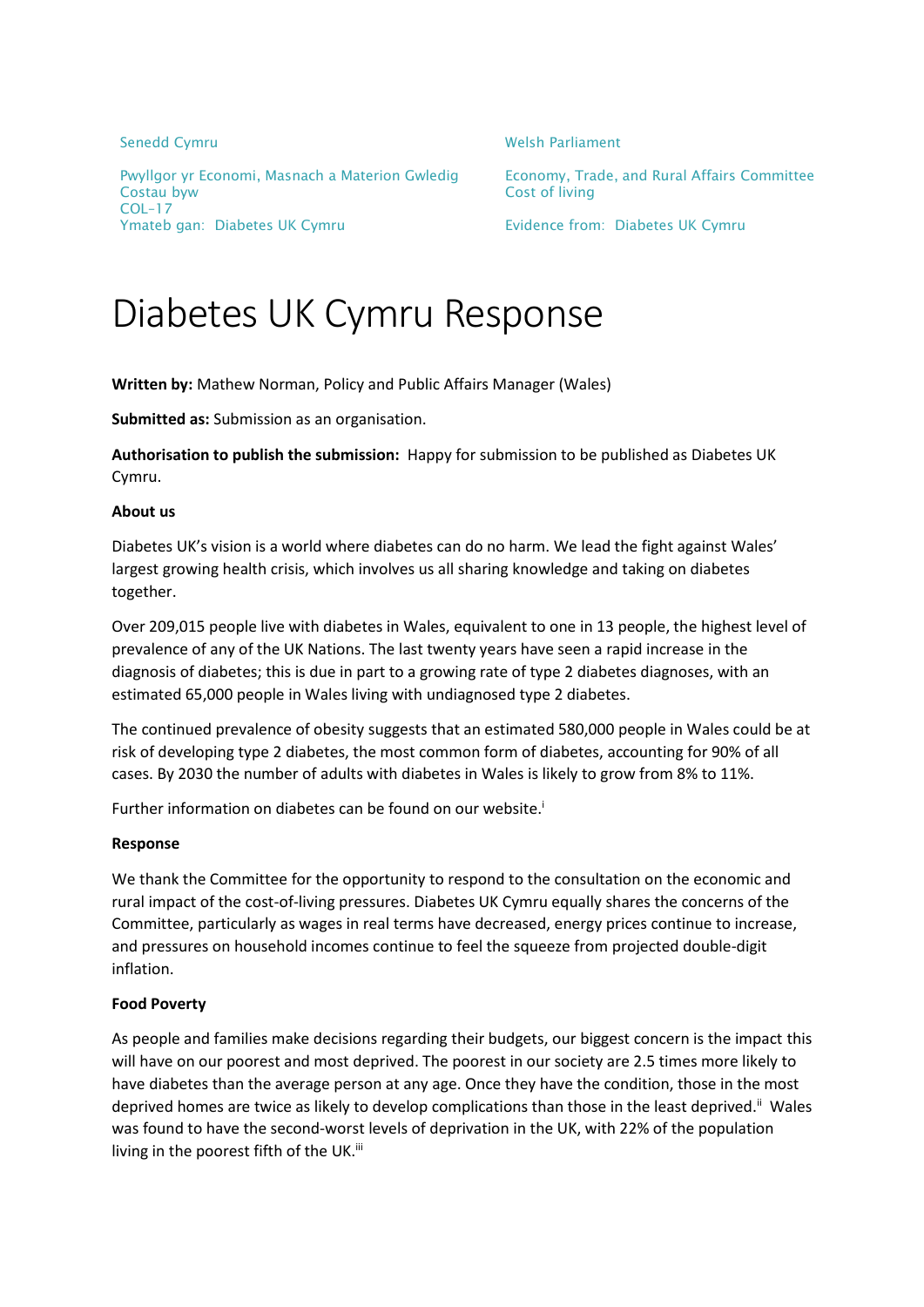| Senedd Cymru | Welsh Parliament |
|---|---|
| Pwyllgor yr Economi, Masnach a Materion Gwledig | Economy, Trade, and Rural Affairs Committee |
| Costau byw | Cost of living |
| COL-17 | |
| Ymateb gan: Diabetes UK Cymru | Evidence from: Diabetes UK Cymru |

# Diabetes UK Cymru Response

**Written by:** Mathew Norman, Policy and Public Affairs Manager (Wales)

**Submitted as:** Submission as an organisation.

**Authorisation to publish the submission:** Happy for submission to be published as Diabetes UK Cymru.

**About us**

Diabetes UK's vision is a world where diabetes can do no harm. We lead the fight against Wales' largest growing health crisis, which involves us all sharing knowledge and taking on diabetes together.

Over 209,015 people live with diabetes in Wales, equivalent to one in 13 people, the highest level of prevalence of any of the UK Nations. The last twenty years have seen a rapid increase in the diagnosis of diabetes; this is due in part to a growing rate of type 2 diabetes diagnoses, with an estimated 65,000 people in Wales living with undiagnosed type 2 diabetes.

The continued prevalence of obesity suggests that an estimated 580,000 people in Wales could be at risk of developing type 2 diabetes, the most common form of diabetes, accounting for 90% of all cases. By 2030 the number of adults with diabetes in Wales is likely to grow from 8% to 11%.

Further information on diabetes can be found on our website.[i]

**Response**

We thank the Committee for the opportunity to respond to the consultation on the economic and rural impact of the cost-of-living pressures. Diabetes UK Cymru equally shares the concerns of the Committee, particularly as wages in real terms have decreased, energy prices continue to increase, and pressures on household incomes continue to feel the squeeze from projected double-digit inflation.

**Food Poverty**

As people and families make decisions regarding their budgets, our biggest concern is the impact this will have on our poorest and most deprived. The poorest in our society are 2.5 times more likely to have diabetes than the average person at any age. Once they have the condition, those in the most deprived homes are twice as likely to develop complications than those in the least deprived.[ii] Wales was found to have the second-worst levels of deprivation in the UK, with 22% of the population living in the poorest fifth of the UK.[iii]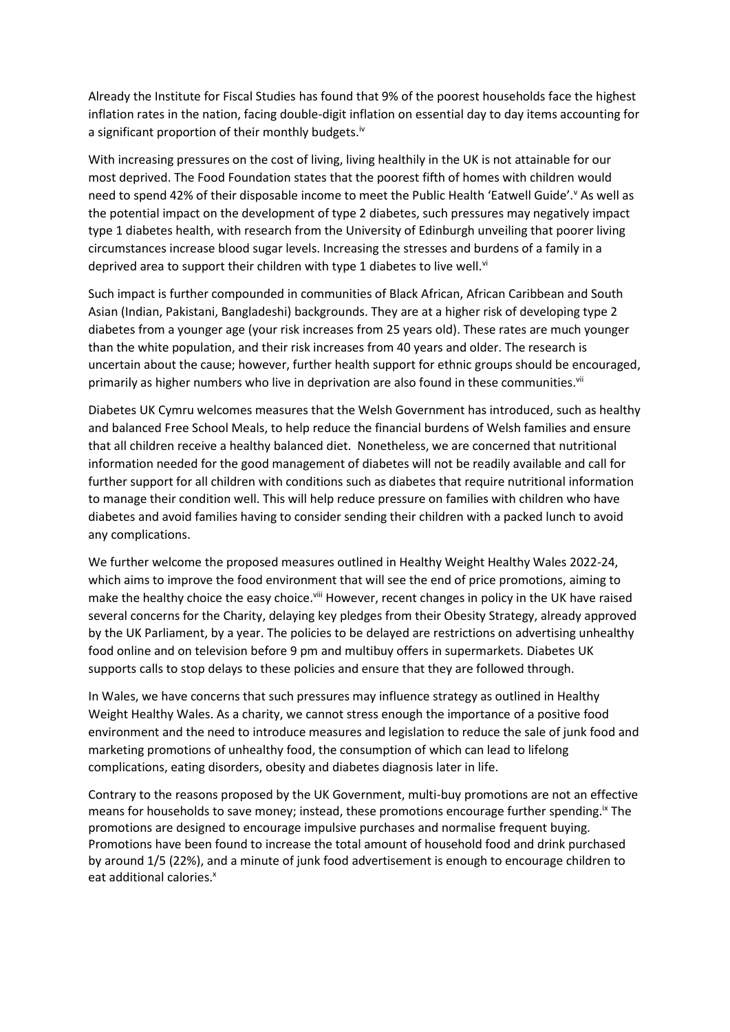Already the Institute for Fiscal Studies has found that 9% of the poorest households face the highest inflation rates in the nation, facing double-digit inflation on essential day to day items accounting for a significant proportion of their monthly budgets.[iv]

With increasing pressures on the cost of living, living healthily in the UK is not attainable for our most deprived. The Food Foundation states that the poorest fifth of homes with children would need to spend 42% of their disposable income to meet the Public Health 'Eatwell Guide'.[v] As well as the potential impact on the development of type 2 diabetes, such pressures may negatively impact type 1 diabetes health, with research from the University of Edinburgh unveiling that poorer living circumstances increase blood sugar levels. Increasing the stresses and burdens of a family in a deprived area to support their children with type 1 diabetes to live well.[vi]

Such impact is further compounded in communities of Black African, African Caribbean and South Asian (Indian, Pakistani, Bangladeshi) backgrounds. They are at a higher risk of developing type 2 diabetes from a younger age (your risk increases from 25 years old). These rates are much younger than the white population, and their risk increases from 40 years and older. The research is uncertain about the cause; however, further health support for ethnic groups should be encouraged, primarily as higher numbers who live in deprivation are also found in these communities.[vii]

Diabetes UK Cymru welcomes measures that the Welsh Government has introduced, such as healthy and balanced Free School Meals, to help reduce the financial burdens of Welsh families and ensure that all children receive a healthy balanced diet. Nonetheless, we are concerned that nutritional information needed for the good management of diabetes will not be readily available and call for further support for all children with conditions such as diabetes that require nutritional information to manage their condition well. This will help reduce pressure on families with children who have diabetes and avoid families having to consider sending their children with a packed lunch to avoid any complications.

We further welcome the proposed measures outlined in Healthy Weight Healthy Wales 2022-24, which aims to improve the food environment that will see the end of price promotions, aiming to make the healthy choice the easy choice.[viii] However, recent changes in policy in the UK have raised several concerns for the Charity, delaying key pledges from their Obesity Strategy, already approved by the UK Parliament, by a year. The policies to be delayed are restrictions on advertising unhealthy food online and on television before 9 pm and multibuy offers in supermarkets. Diabetes UK supports calls to stop delays to these policies and ensure that they are followed through.

In Wales, we have concerns that such pressures may influence strategy as outlined in Healthy Weight Healthy Wales. As a charity, we cannot stress enough the importance of a positive food environment and the need to introduce measures and legislation to reduce the sale of junk food and marketing promotions of unhealthy food, the consumption of which can lead to lifelong complications, eating disorders, obesity and diabetes diagnosis later in life.

Contrary to the reasons proposed by the UK Government, multi-buy promotions are not an effective means for households to save money; instead, these promotions encourage further spending.[ix] The promotions are designed to encourage impulsive purchases and normalise frequent buying. Promotions have been found to increase the total amount of household food and drink purchased by around 1/5 (22%), and a minute of junk food advertisement is enough to encourage children to eat additional calories.[x]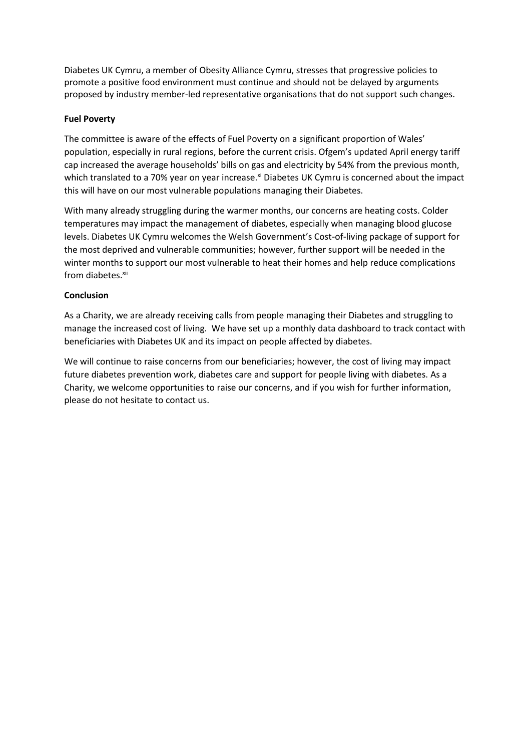Diabetes UK Cymru, a member of Obesity Alliance Cymru, stresses that progressive policies to promote a positive food environment must continue and should not be delayed by arguments proposed by industry member-led representative organisations that do not support such changes.

**Fuel Poverty**

The committee is aware of the effects of Fuel Poverty on a significant proportion of Wales' population, especially in rural regions, before the current crisis. Ofgem's updated April energy tariff cap increased the average households' bills on gas and electricity by 54% from the previous month, which translated to a 70% year on year increase.[xi] Diabetes UK Cymru is concerned about the impact this will have on our most vulnerable populations managing their Diabetes.

With many already struggling during the warmer months, our concerns are heating costs. Colder temperatures may impact the management of diabetes, especially when managing blood glucose levels. Diabetes UK Cymru welcomes the Welsh Government's Cost-of-living package of support for the most deprived and vulnerable communities; however, further support will be needed in the winter months to support our most vulnerable to heat their homes and help reduce complications from diabetes.[xii]

**Conclusion**

As a Charity, we are already receiving calls from people managing their Diabetes and struggling to manage the increased cost of living. We have set up a monthly data dashboard to track contact with beneficiaries with Diabetes UK and its impact on people affected by diabetes.

We will continue to raise concerns from our beneficiaries; however, the cost of living may impact future diabetes prevention work, diabetes care and support for people living with diabetes. As a Charity, we welcome opportunities to raise our concerns, and if you wish for further information, please do not hesitate to contact us.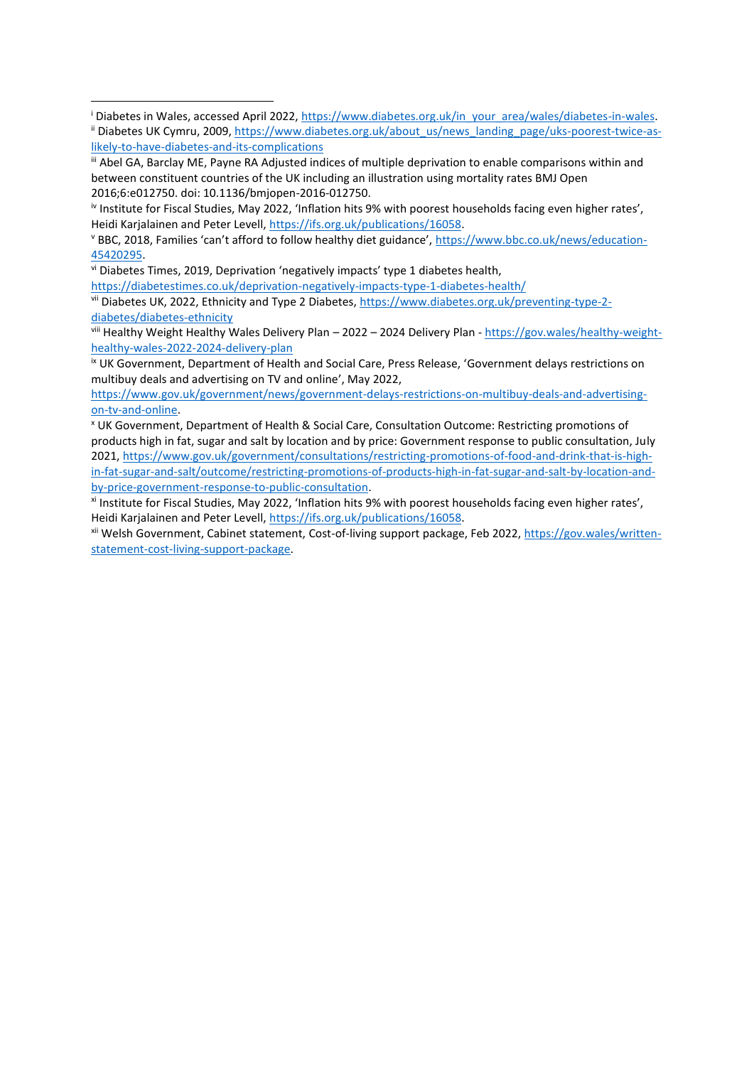[i] Diabetes in Wales, accessed April 2022, https://www.diabetes.org.uk/in_your_area/wales/diabetes-in-wales.

[ii] Diabetes UK Cymru, 2009, https://www.diabetes.org.uk/about_us/news_landing_page/uks-poorest-twice-as-likely-to-have-diabetes-and-its-complications

[iii] Abel GA, Barclay ME, Payne RA Adjusted indices of multiple deprivation to enable comparisons within and between constituent countries of the UK including an illustration using mortality rates BMJ Open 2016;6:e012750. doi: 10.1136/bmjopen-2016-012750.

[iv] Institute for Fiscal Studies, May 2022, 'Inflation hits 9% with poorest households facing even higher rates', Heidi Karjalainen and Peter Levell, https://ifs.org.uk/publications/16058.

[v] BBC, 2018, Families 'can't afford to follow healthy diet guidance', https://www.bbc.co.uk/news/education-45420295.

[vi] Diabetes Times, 2019, Deprivation 'negatively impacts' type 1 diabetes health, https://diabetestimes.co.uk/deprivation-negatively-impacts-type-1-diabetes-health/

[vii] Diabetes UK, 2022, Ethnicity and Type 2 Diabetes, https://www.diabetes.org.uk/preventing-type-2-diabetes/diabetes-ethnicity

[viii] Healthy Weight Healthy Wales Delivery Plan – 2022 – 2024 Delivery Plan - https://gov.wales/healthy-weight-healthy-wales-2022-2024-delivery-plan

[ix] UK Government, Department of Health and Social Care, Press Release, 'Government delays restrictions on multibuy deals and advertising on TV and online', May 2022, https://www.gov.uk/government/news/government-delays-restrictions-on-multibuy-deals-and-advertising-on-tv-and-online.

[x] UK Government, Department of Health & Social Care, Consultation Outcome: Restricting promotions of products high in fat, sugar and salt by location and by price: Government response to public consultation, July 2021, https://www.gov.uk/government/consultations/restricting-promotions-of-food-and-drink-that-is-high-in-fat-sugar-and-salt/outcome/restricting-promotions-of-products-high-in-fat-sugar-and-salt-by-location-and-by-price-government-response-to-public-consultation.

[xi] Institute for Fiscal Studies, May 2022, 'Inflation hits 9% with poorest households facing even higher rates', Heidi Karjalainen and Peter Levell, https://ifs.org.uk/publications/16058.

[xii] Welsh Government, Cabinet statement, Cost-of-living support package, Feb 2022, https://gov.wales/written-statement-cost-living-support-package.